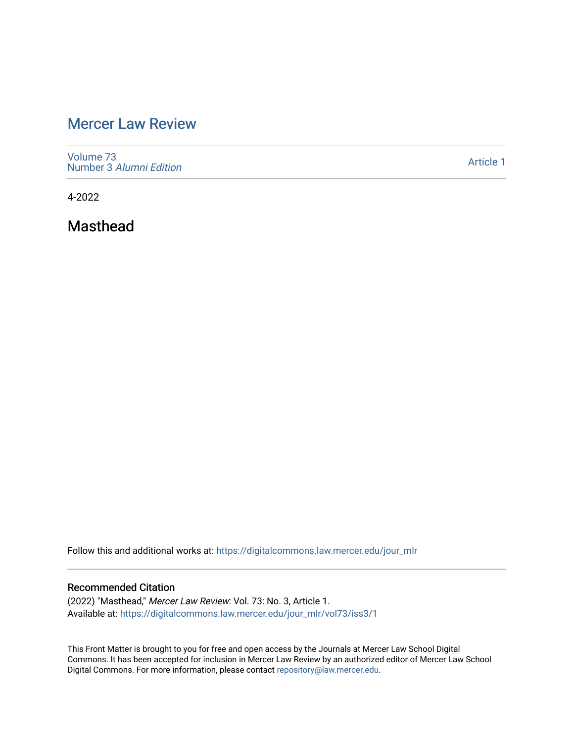# Mercer Law Review

Volume 73
Number 3 *Alumni Edition*

Article 1

4-2022

## Masthead

Follow this and additional works at: https://digitalcommons.law.mercer.edu/jour_mlr

### Recommended Citation

(2022) "Masthead," *Mercer Law Review*: Vol. 73: No. 3, Article 1.
Available at: https://digitalcommons.law.mercer.edu/jour_mlr/vol73/iss3/1

This Front Matter is brought to you for free and open access by the Journals at Mercer Law School Digital Commons. It has been accepted for inclusion in Mercer Law Review by an authorized editor of Mercer Law School Digital Commons. For more information, please contact repository@law.mercer.edu.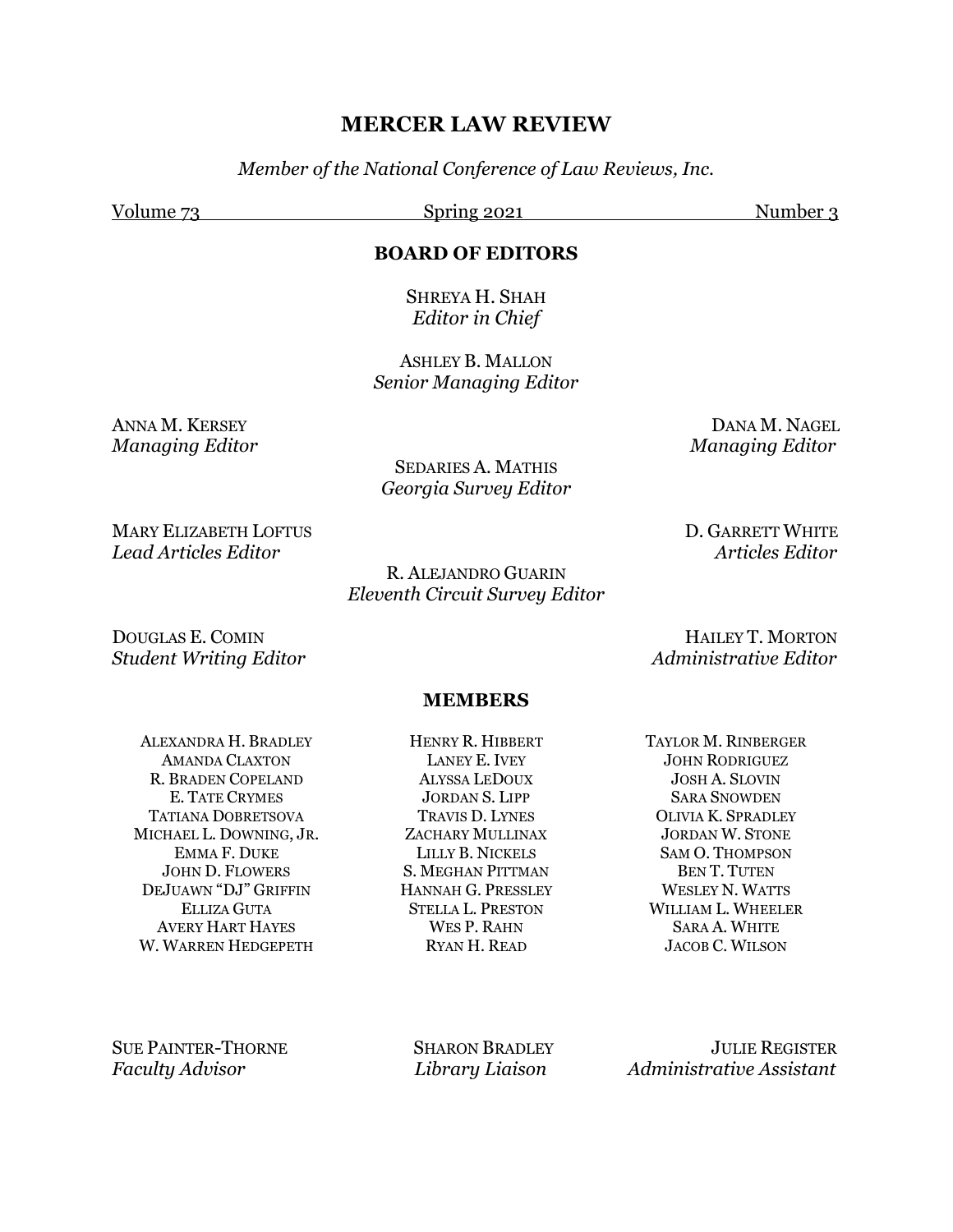# MERCER LAW REVIEW

*Member of the National Conference of Law Reviews, Inc.*

Volume 73 | Spring 2021 | Number 3

## BOARD OF EDITORS

SHREYA H. SHAH
*Editor in Chief*

ASHLEY B. MALLON
*Senior Managing Editor*

ANNA M. KERSEY
*Managing Editor*

DANA M. NAGEL
*Managing Editor*

SEDARIES A. MATHIS
*Georgia Survey Editor*

MARY ELIZABETH LOFTUS
*Lead Articles Editor*

D. GARRETT WHITE
*Articles Editor*

R. ALEJANDRO GUARIN
*Eleventh Circuit Survey Editor*

DOUGLAS E. COMIN
*Student Writing Editor*

HAILEY T. MORTON
*Administrative Editor*

## MEMBERS

ALEXANDRA H. BRADLEY
AMANDA CLAXTON
R. BRADEN COPELAND
E. TATE CRYMES
TATIANA DOBRETSOVA
MICHAEL L. DOWNING, JR.
EMMA F. DUKE
JOHN D. FLOWERS
DEJUAWN "DJ" GRIFFIN
ELLIZA GUTA
AVERY HART HAYES
W. WARREN HEDGEPETH
HENRY R. HIBBERT
LANEY E. IVEY
ALYSSA LEDOUX
JORDAN S. LIPP
TRAVIS D. LYNES
ZACHARY MULLINAX
LILLY B. NICKELS
S. MEGHAN PITTMAN
HANNAH G. PRESSLEY
STELLA L. PRESTON
WES P. RAHN
RYAN H. READ
TAYLOR M. RINBERGER
JOHN RODRIGUEZ
JOSH A. SLOVIN
SARA SNOWDEN
OLIVIA K. SPRADLEY
JORDAN W. STONE
SAM O. THOMPSON
BEN T. TUTEN
WESLEY N. WATTS
WILLIAM L. WHEELER
SARA A. WHITE
JACOB C. WILSON

SUE PAINTER-THORNE
*Faculty Advisor*

SHARON BRADLEY
*Library Liaison*

JULIE REGISTER
*Administrative Assistant*